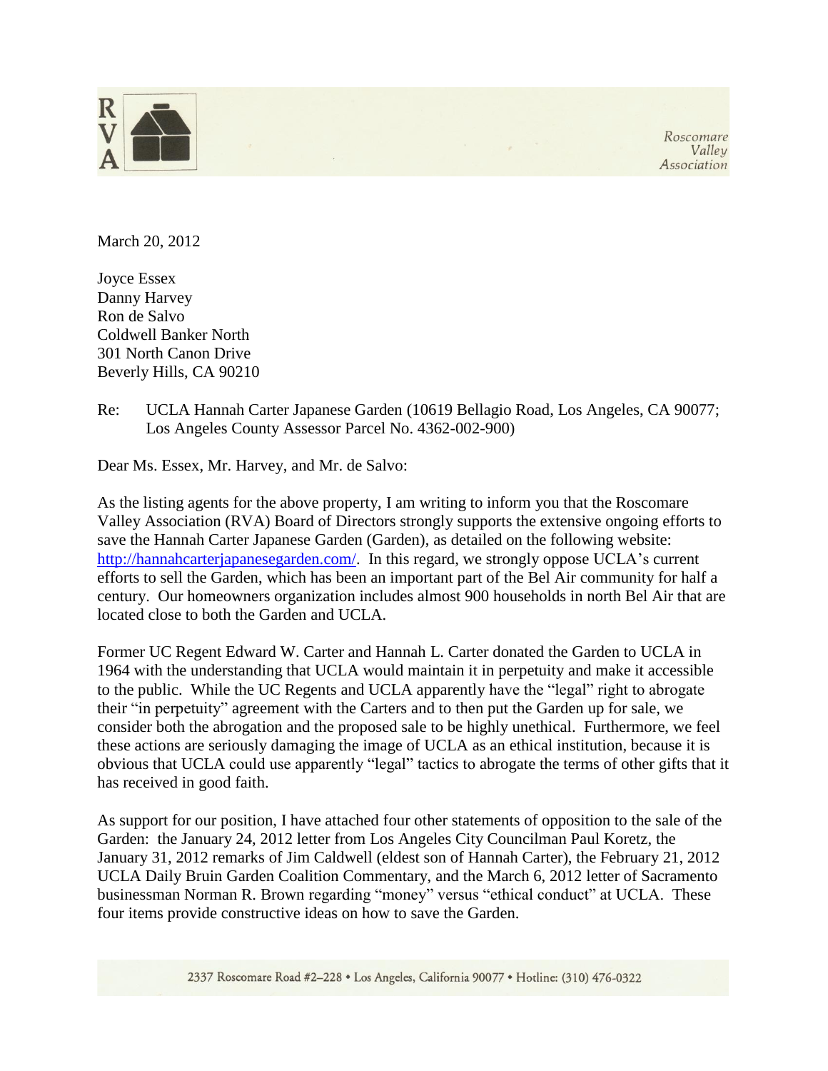RVA

Roscomare Valley Association

March 20, 2012

Joyce Essex  
Danny Harvey  
Ron de Salvo  
Coldwell Banker North  
301 North Canon Drive  
Beverly Hills, CA 90210

Re: UCLA Hannah Carter Japanese Garden (10619 Bellagio Road, Los Angeles, CA 90077; Los Angeles County Assessor Parcel No. 4362-002-900)

Dear Ms. Essex, Mr. Harvey, and Mr. de Salvo:

As the listing agents for the above property, I am writing to inform you that the Roscomare Valley Association (RVA) Board of Directors strongly supports the extensive ongoing efforts to save the Hannah Carter Japanese Garden (Garden), as detailed on the following website: [http://hannahcarterjapanesegarden.com/](http://hannahcarterjapanesegarden.com/). In this regard, we strongly oppose UCLA's current efforts to sell the Garden, which has been an important part of the Bel Air community for half a century. Our homeowners organization includes almost 900 households in north Bel Air that are located close to both the Garden and UCLA.

Former UC Regent Edward W. Carter and Hannah L. Carter donated the Garden to UCLA in 1964 with the understanding that UCLA would maintain it in perpetuity and make it accessible to the public. While the UC Regents and UCLA apparently have the "legal" right to abrogate their "in perpetuity" agreement with the Carters and to then put the Garden up for sale, we consider both the abrogation and the proposed sale to be highly unethical. Furthermore, we feel these actions are seriously damaging the image of UCLA as an ethical institution, because it is obvious that UCLA could use apparently "legal" tactics to abrogate the terms of other gifts that it has received in good faith.

As support for our position, I have attached four other statements of opposition to the sale of the Garden: the January 24, 2012 letter from Los Angeles City Councilman Paul Koretz, the January 31, 2012 remarks of Jim Caldwell (eldest son of Hannah Carter), the February 21, 2012 UCLA Daily Bruin Garden Coalition Commentary, and the March 6, 2012 letter of Sacramento businessman Norman R. Brown regarding "money" versus "ethical conduct" at UCLA. These four items provide constructive ideas on how to save the Garden.

2337 Roscomare Road #2–228 • Los Angeles, California 90077 • Hotline: (310) 476-0322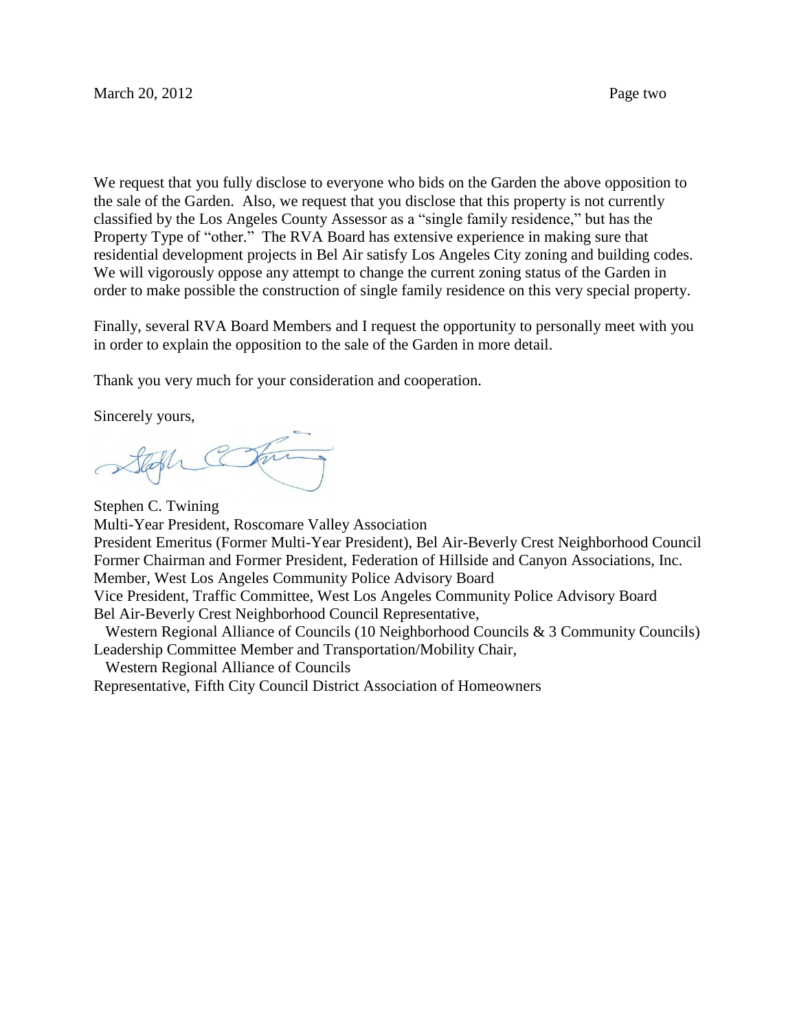We request that you fully disclose to everyone who bids on the Garden the above opposition to the sale of the Garden. Also, we request that you disclose that this property is not currently classified by the Los Angeles County Assessor as a "single family residence," but has the Property Type of "other." The RVA Board has extensive experience in making sure that residential development projects in Bel Air satisfy Los Angeles City zoning and building codes. We will vigorously oppose any attempt to change the current zoning status of the Garden in order to make possible the construction of single family residence on this very special property.

Finally, several RVA Board Members and I request the opportunity to personally meet with you in order to explain the opposition to the sale of the Garden in more detail.

Thank you very much for your consideration and cooperation.

Sincerely yours,

Stephen C. Twining
Multi-Year President, Roscomare Valley Association
President Emeritus (Former Multi-Year President), Bel Air-Beverly Crest Neighborhood Council
Former Chairman and Former President, Federation of Hillside and Canyon Associations, Inc.
Member, West Los Angeles Community Police Advisory Board
Vice President, Traffic Committee, West Los Angeles Community Police Advisory Board
Bel Air-Beverly Crest Neighborhood Council Representative,
Western Regional Alliance of Councils (10 Neighborhood Councils & 3 Community Councils)
Leadership Committee Member and Transportation/Mobility Chair,
Western Regional Alliance of Councils
Representative, Fifth City Council District Association of Homeowners